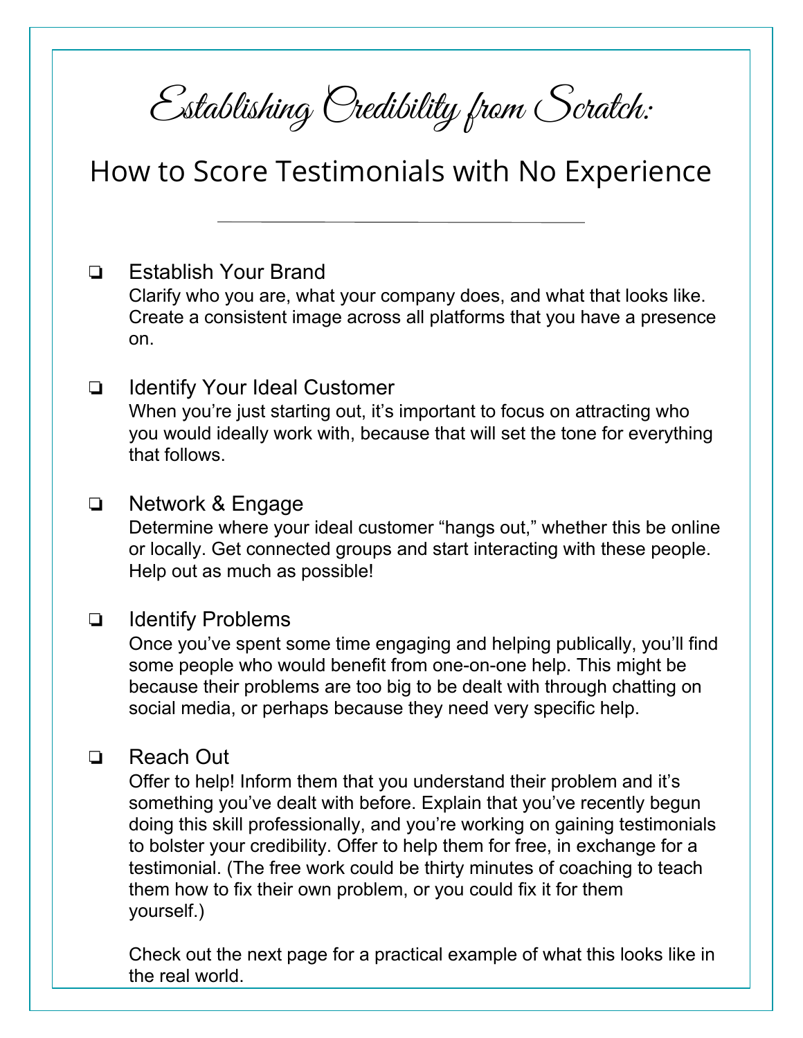# Establishing Credibility from Scratch:

## How to Score Testimonials with No Experience

---

- [ ] Establish Your Brand
  Clarify who you are, what your company does, and what that looks like. Create a consistent image across all platforms that you have a presence on.

- [ ] Identify Your Ideal Customer
  When you're just starting out, it's important to focus on attracting who you would ideally work with, because that will set the tone for everything that follows.

- [ ] Network & Engage
  Determine where your ideal customer "hangs out," whether this be online or locally. Get connected groups and start interacting with these people. Help out as much as possible!

- [ ] Identify Problems
  Once you've spent some time engaging and helping publically, you'll find some people who would benefit from one-on-one help. This might be because their problems are too big to be dealt with through chatting on social media, or perhaps because they need very specific help.

- [ ] Reach Out
  Offer to help! Inform them that you understand their problem and it's something you've dealt with before. Explain that you've recently begun doing this skill professionally, and you're working on gaining testimonials to bolster your credibility. Offer to help them for free, in exchange for a testimonial. (The free work could be thirty minutes of coaching to teach them how to fix their own problem, or you could fix it for them yourself.)

  Check out the next page for a practical example of what this looks like in the real world.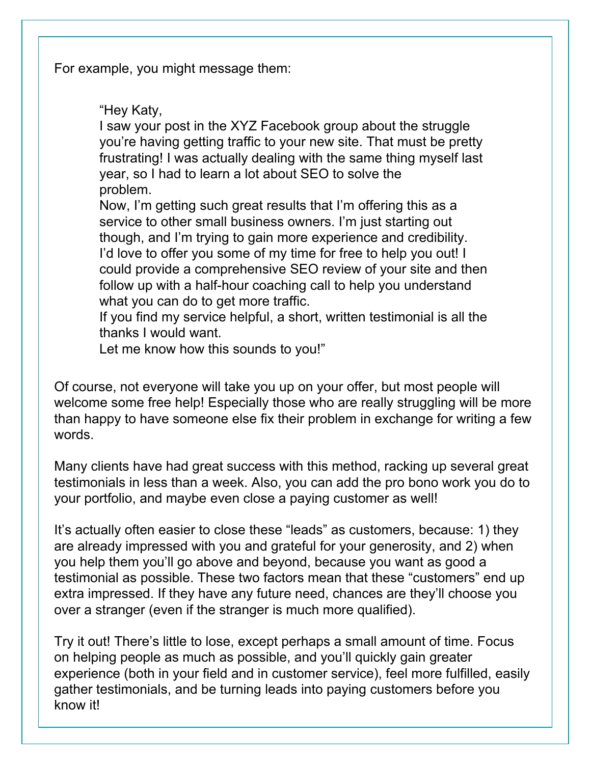For example, you might message them:

> "Hey Katy,
> I saw your post in the XYZ Facebook group about the struggle you're having getting traffic to your new site. That must be pretty frustrating! I was actually dealing with the same thing myself last year, so I had to learn a lot about SEO to solve the problem.
> Now, I'm getting such great results that I'm offering this as a service to other small business owners. I'm just starting out though, and I'm trying to gain more experience and credibility.
> I'd love to offer you some of my time for free to help you out! I could provide a comprehensive SEO review of your site and then follow up with a half-hour coaching call to help you understand what you can do to get more traffic.
> If you find my service helpful, a short, written testimonial is all the thanks I would want.
> Let me know how this sounds to you!"

Of course, not everyone will take you up on your offer, but most people will welcome some free help! Especially those who are really struggling will be more than happy to have someone else fix their problem in exchange for writing a few words.

Many clients have had great success with this method, racking up several great testimonials in less than a week. Also, you can add the pro bono work you do to your portfolio, and maybe even close a paying customer as well!

It's actually often easier to close these "leads" as customers, because: 1) they are already impressed with you and grateful for your generosity, and 2) when you help them you'll go above and beyond, because you want as good a testimonial as possible. These two factors mean that these "customers" end up extra impressed. If they have any future need, chances are they'll choose you over a stranger (even if the stranger is much more qualified).

Try it out! There's little to lose, except perhaps a small amount of time. Focus on helping people as much as possible, and you'll quickly gain greater experience (both in your field and in customer service), feel more fulfilled, easily gather testimonials, and be turning leads into paying customers before you know it!